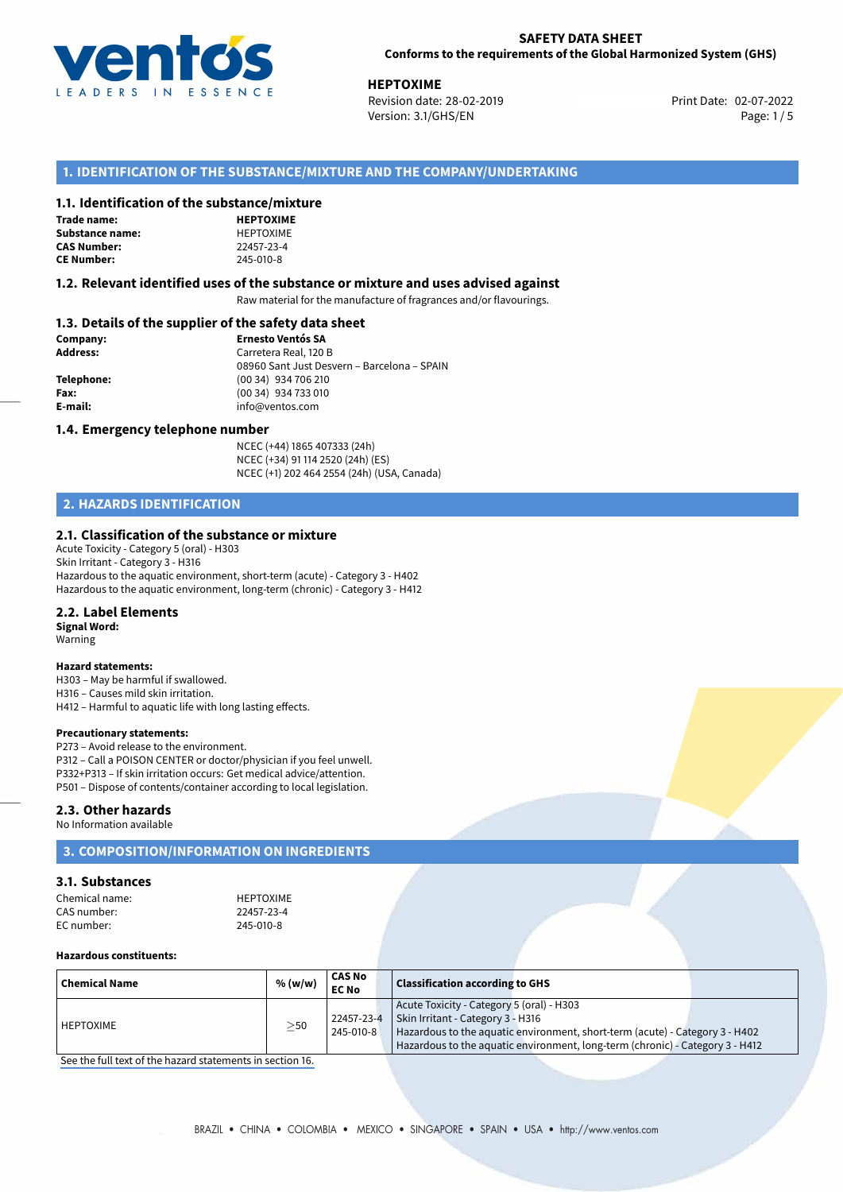# SAFETY DATA SHEET

**Conforms to the requirements of the Global Harmonized System (GHS)**

**HEPTOXIME**
Revision date: 28-02-2019
Version: 3.1/GHS/EN

Print Date: 02-07-2022

## 1. IDENTIFICATION OF THE SUBSTANCE/MIXTURE AND THE COMPANY/UNDERTAKING

### 1.1. Identification of the substance/mixture

**Trade name:** **HEPTOXIME**
**Substance name:** HEPTOXIME
**CAS Number:** 22457-23-4
**CE Number:** 245-010-8

### 1.2. Relevant identified uses of the substance or mixture and uses advised against

Raw material for the manufacture of fragrances and/or flavourings.

### 1.3. Details of the supplier of the safety data sheet

**Company:** **Ernesto Ventós SA**
**Address:** Carretera Real, 120 B
08960 Sant Just Desvern – Barcelona – SPAIN
**Telephone:** (00 34) 934 706 210
**Fax:** (00 34) 934 733 010
**E-mail:** info@ventos.com

### 1.4. Emergency telephone number

NCEC (+44) 1865 407333 (24h)
NCEC (+34) 91 114 2520 (24h) (ES)
NCEC (+1) 202 464 2554 (24h) (USA, Canada)

## 2. HAZARDS IDENTIFICATION

### 2.1. Classification of the substance or mixture

Acute Toxicity - Category 5 (oral) - H303
Skin Irritant - Category 3 - H316
Hazardous to the aquatic environment, short-term (acute) - Category 3 - H402
Hazardous to the aquatic environment, long-term (chronic) - Category 3 - H412

### 2.2. Label Elements

**Signal Word:**
Warning

**Hazard statements:**
H303 – May be harmful if swallowed.
H316 – Causes mild skin irritation.
H412 – Harmful to aquatic life with long lasting effects.

**Precautionary statements:**
P273 – Avoid release to the environment.
P312 – Call a POISON CENTER or doctor/physician if you feel unwell.
P332+P313 – If skin irritation occurs: Get medical advice/attention.
P501 – Dispose of contents/container according to local legislation.

### 2.3. Other hazards

No Information available

## 3. COMPOSITION/INFORMATION ON INGREDIENTS

### 3.1. Substances

Chemical name: HEPTOXIME
CAS number: 22457-23-4
EC number: 245-010-8

**Hazardous constituents:**

| Chemical Name | % (w/w) | CAS No EC No | Classification according to GHS |
|---|---|---|---|
| HEPTOXIME | $\geq$50 | 22457-23-4 245-010-8 | Acute Toxicity - Category 5 (oral) - H303 Skin Irritant - Category 3 - H316 Hazardous to the aquatic environment, short-term (acute) - Category 3 - H402 Hazardous to the aquatic environment, long-term (chronic) - Category 3 - H412 |

See the full text of the hazard statements in section 16.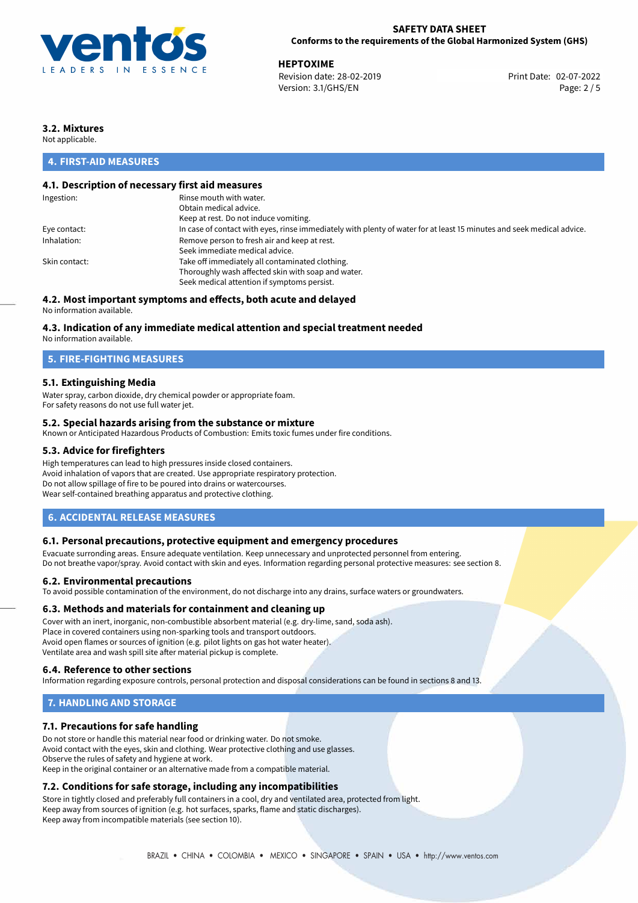### 3.2. Mixtures

Not applicable.

## 4. FIRST-AID MEASURES

### 4.1. Description of necessary first aid measures

| | |
|---|---|
| Ingestion: | Rinse mouth with water.<br>Obtain medical advice.<br>Keep at rest. Do not induce vomiting. |
| Eye contact: | In case of contact with eyes, rinse immediately with plenty of water for at least 15 minutes and seek medical advice. |
| Inhalation: | Remove person to fresh air and keep at rest.<br>Seek immediate medical advice. |
| Skin contact: | Take off immediately all contaminated clothing.<br>Thoroughly wash affected skin with soap and water.<br>Seek medical attention if symptoms persist. |

### 4.2. Most important symptoms and effects, both acute and delayed

No information available.

### 4.3. Indication of any immediate medical attention and special treatment needed

No information available.

## 5. FIRE-FIGHTING MEASURES

### 5.1. Extinguishing Media

Water spray, carbon dioxide, dry chemical powder or appropriate foam.
For safety reasons do not use full water jet.

### 5.2. Special hazards arising from the substance or mixture

Known or Anticipated Hazardous Products of Combustion: Emits toxic fumes under fire conditions.

### 5.3. Advice for firefighters

High temperatures can lead to high pressures inside closed containers.
Avoid inhalation of vapors that are created. Use appropriate respiratory protection.
Do not allow spillage of fire to be poured into drains or watercourses.
Wear self-contained breathing apparatus and protective clothing.

## 6. ACCIDENTAL RELEASE MEASURES

### 6.1. Personal precautions, protective equipment and emergency procedures

Evacuate surronding areas. Ensure adequate ventilation. Keep unnecessary and unprotected personnel from entering.
Do not breathe vapor/spray. Avoid contact with skin and eyes. Information regarding personal protective measures: see section 8.

### 6.2. Environmental precautions

To avoid possible contamination of the environment, do not discharge into any drains, surface waters or groundwaters.

### 6.3. Methods and materials for containment and cleaning up

Cover with an inert, inorganic, non-combustible absorbent material (e.g. dry-lime, sand, soda ash).
Place in covered containers using non-sparking tools and transport outdoors.
Avoid open flames or sources of ignition (e.g. pilot lights on gas hot water heater).
Ventilate area and wash spill site after material pickup is complete.

### 6.4. Reference to other sections

Information regarding exposure controls, personal protection and disposal considerations can be found in sections 8 and 13.

## 7. HANDLING AND STORAGE

### 7.1. Precautions for safe handling

Do not store or handle this material near food or drinking water. Do not smoke.
Avoid contact with the eyes, skin and clothing. Wear protective clothing and use glasses.
Observe the rules of safety and hygiene at work.
Keep in the original container or an alternative made from a compatible material.

### 7.2. Conditions for safe storage, including any incompatibilities

Store in tightly closed and preferably full containers in a cool, dry and ventilated area, protected from light.
Keep away from sources of ignition (e.g. hot surfaces, sparks, flame and static discharges).
Keep away from incompatible materials (see section 10).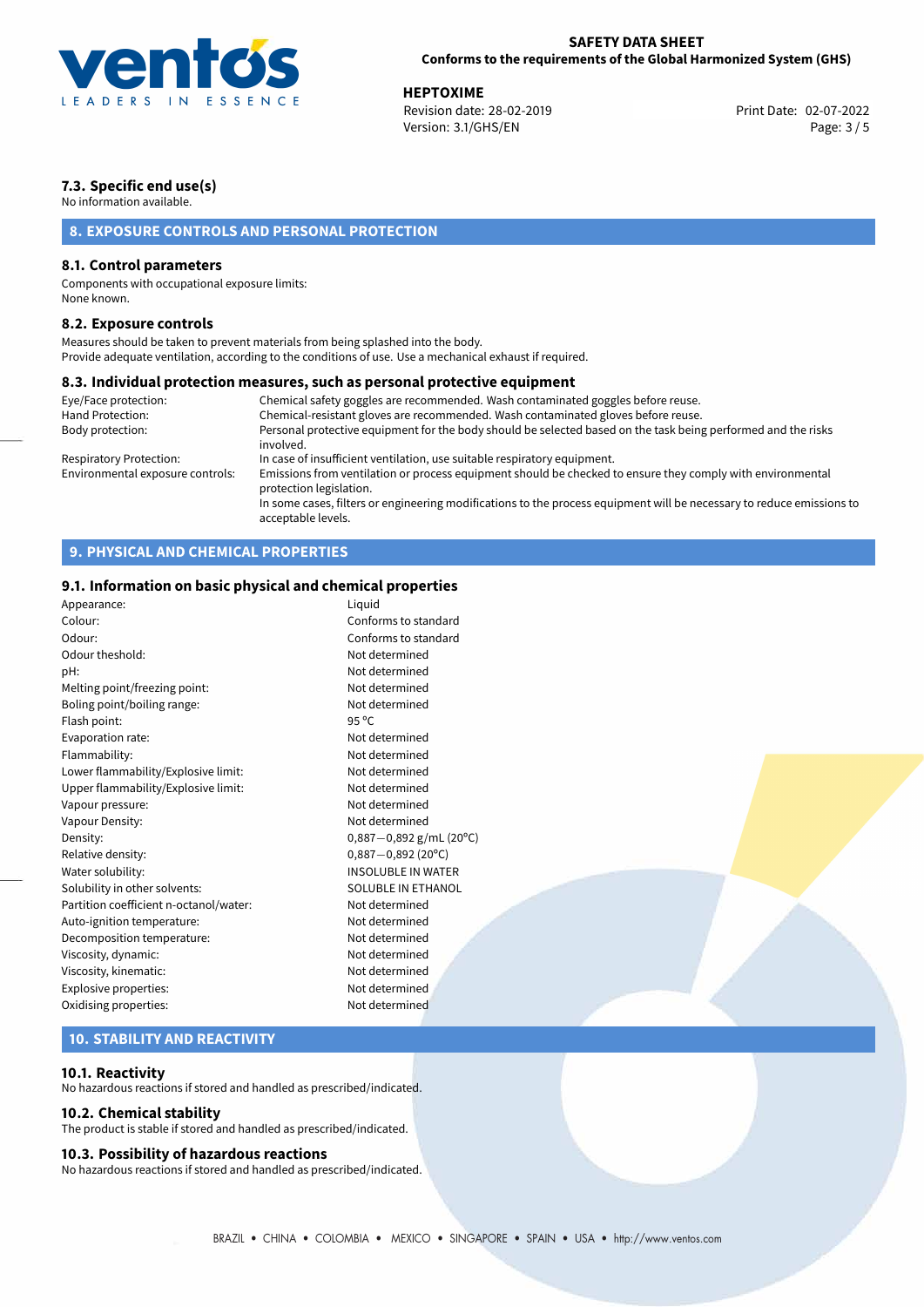### 7.3. Specific end use(s)

No information available.

## 8. EXPOSURE CONTROLS AND PERSONAL PROTECTION

### 8.1. Control parameters

Components with occupational exposure limits:
None known.

### 8.2. Exposure controls

Measures should be taken to prevent materials from being splashed into the body.
Provide adequate ventilation, according to the conditions of use. Use a mechanical exhaust if required.

### 8.3. Individual protection measures, such as personal protective equipment

| | |
|---|---|
| Eye/Face protection: | Chemical safety goggles are recommended. Wash contaminated goggles before reuse. |
| Hand Protection: | Chemical-resistant gloves are recommended. Wash contaminated gloves before reuse. |
| Body protection: | Personal protective equipment for the body should be selected based on the task being performed and the risks involved. |
| Respiratory Protection: | In case of insufficient ventilation, use suitable respiratory equipment. |
| Environmental exposure controls: | Emissions from ventilation or process equipment should be checked to ensure they comply with environmental protection legislation. In some cases, filters or engineering modifications to the process equipment will be necessary to reduce emissions to acceptable levels. |

## 9. PHYSICAL AND CHEMICAL PROPERTIES

### 9.1. Information on basic physical and chemical properties

| | |
|---|---|
| Appearance: | Liquid |
| Colour: | Conforms to standard |
| Odour: | Conforms to standard |
| Odour theshold: | Not determined |
| pH: | Not determined |
| Melting point/freezing point: | Not determined |
| Boling point/boiling range: | Not determined |
| Flash point: | 95 °C |
| Evaporation rate: | Not determined |
| Flammability: | Not determined |
| Lower flammability/Explosive limit: | Not determined |
| Upper flammability/Explosive limit: | Not determined |
| Vapour pressure: | Not determined |
| Vapour Density: | Not determined |
| Density: | 0,887—0,892 g/mL (20°C) |
| Relative density: | 0,887—0,892 (20°C) |
| Water solubility: | INSOLUBLE IN WATER |
| Solubility in other solvents: | SOLUBLE IN ETHANOL |
| Partition coefficient n-octanol/water: | Not determined |
| Auto-ignition temperature: | Not determined |
| Decomposition temperature: | Not determined |
| Viscosity, dynamic: | Not determined |
| Viscosity, kinematic: | Not determined |
| Explosive properties: | Not determined |
| Oxidising properties: | Not determined |

## 10. STABILITY AND REACTIVITY

### 10.1. Reactivity

No hazardous reactions if stored and handled as prescribed/indicated.

### 10.2. Chemical stability

The product is stable if stored and handled as prescribed/indicated.

### 10.3. Possibility of hazardous reactions

No hazardous reactions if stored and handled as prescribed/indicated.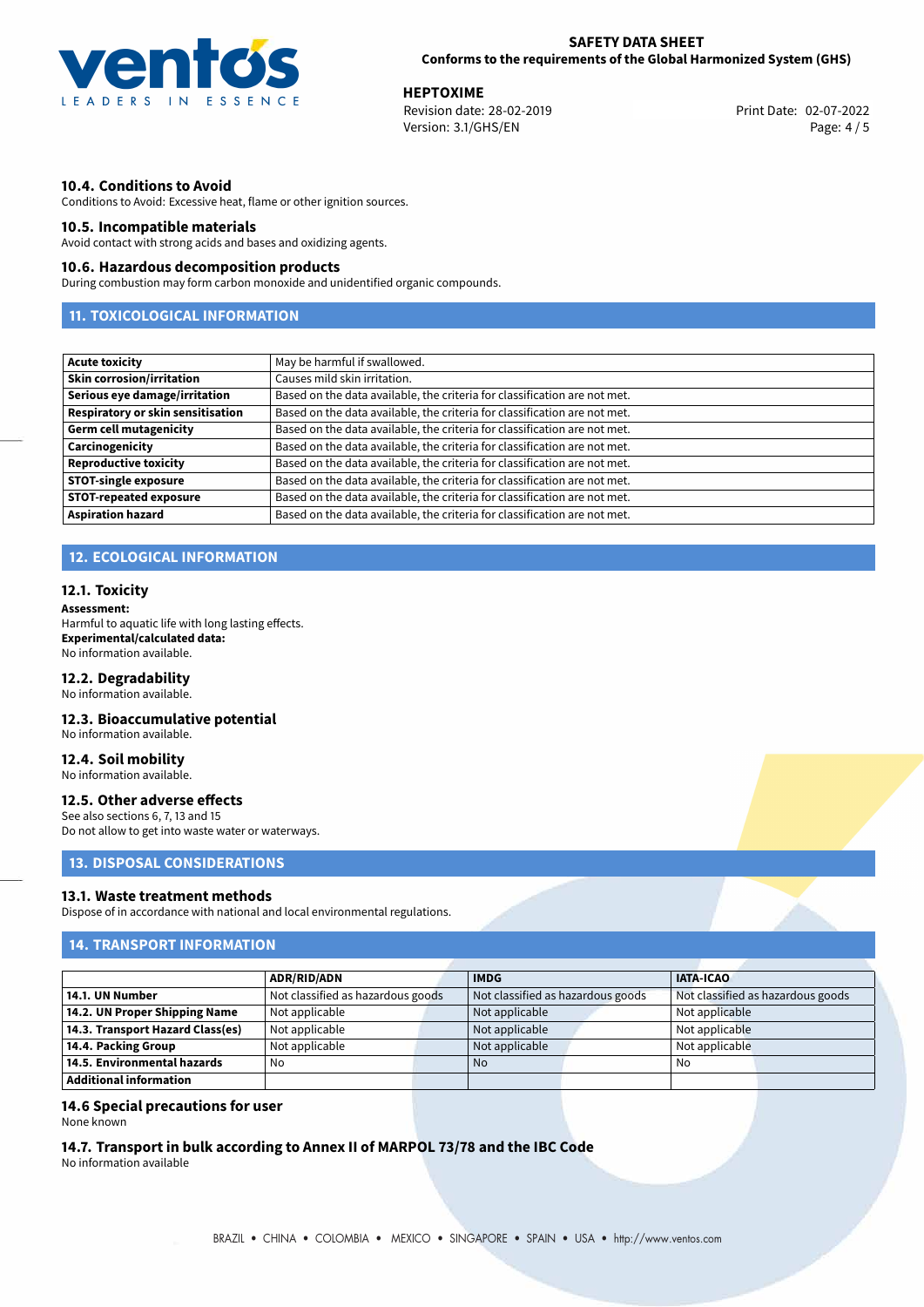### 10.4. Conditions to Avoid

Conditions to Avoid: Excessive heat, flame or other ignition sources.

### 10.5. Incompatible materials

Avoid contact with strong acids and bases and oxidizing agents.

### 10.6. Hazardous decomposition products

During combustion may form carbon monoxide and unidentified organic compounds.

## 11. TOXICOLOGICAL INFORMATION

| | |
|---|---|
| **Acute toxicity** | May be harmful if swallowed. |
| **Skin corrosion/irritation** | Causes mild skin irritation. |
| **Serious eye damage/irritation** | Based on the data available, the criteria for classification are not met. |
| **Respiratory or skin sensitisation** | Based on the data available, the criteria for classification are not met. |
| **Germ cell mutagenicity** | Based on the data available, the criteria for classification are not met. |
| **Carcinogenicity** | Based on the data available, the criteria for classification are not met. |
| **Reproductive toxicity** | Based on the data available, the criteria for classification are not met. |
| **STOT-single exposure** | Based on the data available, the criteria for classification are not met. |
| **STOT-repeated exposure** | Based on the data available, the criteria for classification are not met. |
| **Aspiration hazard** | Based on the data available, the criteria for classification are not met. |

## 12. ECOLOGICAL INFORMATION

### 12.1. Toxicity

**Assessment:**
Harmful to aquatic life with long lasting effects.
**Experimental/calculated data:**
No information available.

### 12.2. Degradability

No information available.

### 12.3. Bioaccumulative potential

No information available.

### 12.4. Soil mobility

No information available.

### 12.5. Other adverse effects

See also sections 6, 7, 13 and 15
Do not allow to get into waste water or waterways.

## 13. DISPOSAL CONSIDERATIONS

### 13.1. Waste treatment methods

Dispose of in accordance with national and local environmental regulations.

## 14. TRANSPORT INFORMATION

| | ADR/RID/ADN | IMDG | IATA-ICAO |
|---|---|---|---|
| **14.1. UN Number** | Not classified as hazardous goods | Not classified as hazardous goods | Not classified as hazardous goods |
| **14.2. UN Proper Shipping Name** | Not applicable | Not applicable | Not applicable |
| **14.3. Transport Hazard Class(es)** | Not applicable | Not applicable | Not applicable |
| **14.4. Packing Group** | Not applicable | Not applicable | Not applicable |
| **14.5. Environmental hazards** | No | No | No |
| **Additional information** | | | |

### 14.6 Special precautions for user

None known

### 14.7. Transport in bulk according to Annex II of MARPOL 73/78 and the IBC Code

No information available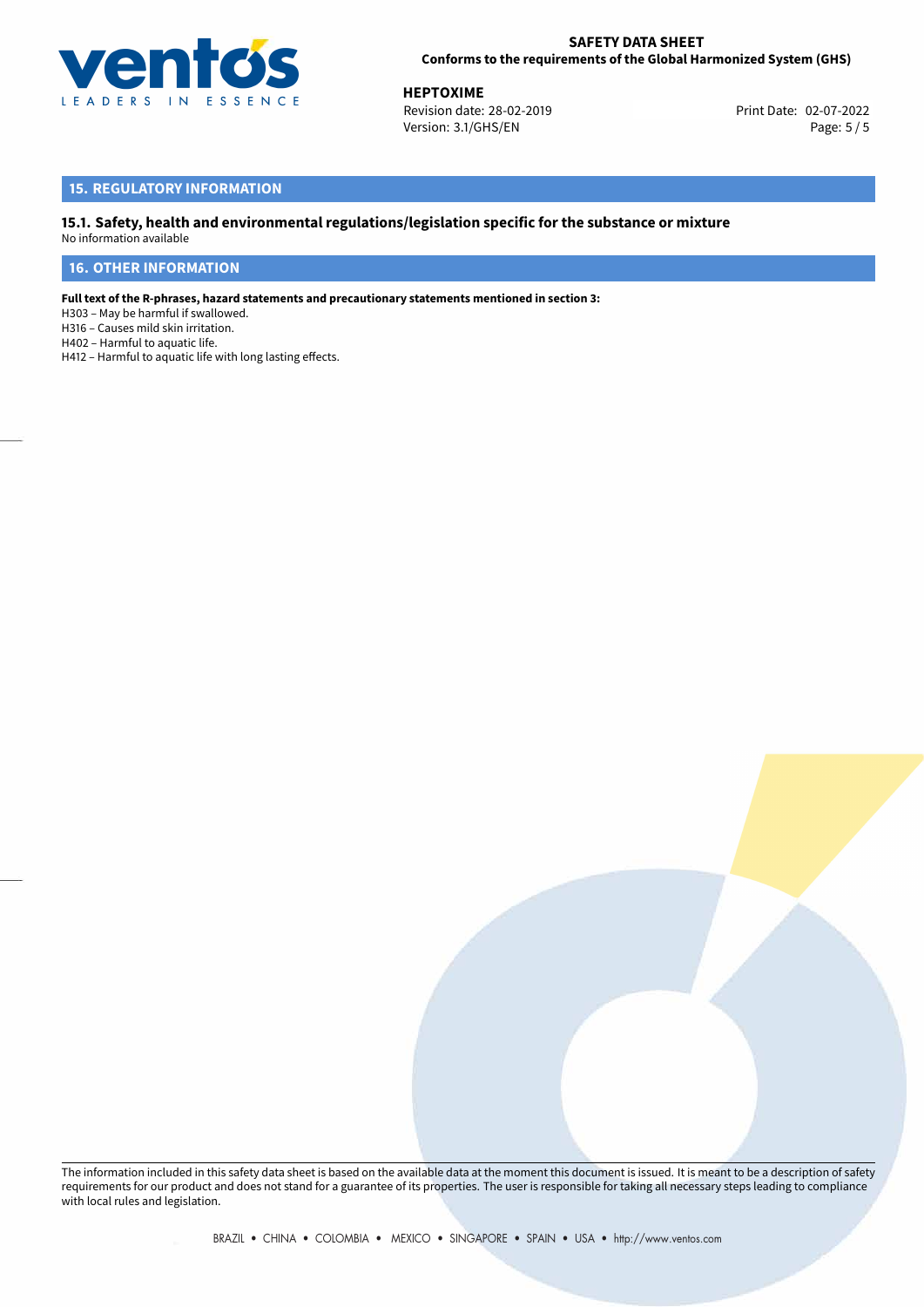## 15. REGULATORY INFORMATION

### 15.1. Safety, health and environmental regulations/legislation specific for the substance or mixture

No information available

## 16. OTHER INFORMATION

**Full text of the R-phrases, hazard statements and precautionary statements mentioned in section 3:**

H303 – May be harmful if swallowed.
H316 – Causes mild skin irritation.
H402 – Harmful to aquatic life.
H412 – Harmful to aquatic life with long lasting effects.

The information included in this safety data sheet is based on the available data at the moment this document is issued. It is meant to be a description of safety requirements for our product and does not stand for a guarantee of its properties. The user is responsible for taking all necessary steps leading to compliance with local rules and legislation.